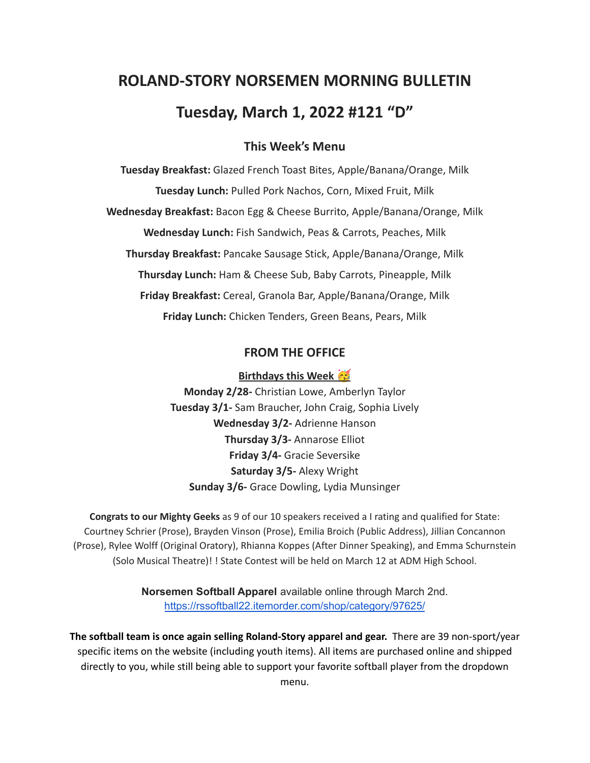# ROLAND-STORY NORSEMEN MORNING BULLETIN

# Tuesday, March 1, 2022 #121 "D"

### This Week's Menu

**Tuesday Breakfast:** Glazed French Toast Bites, Apple/Banana/Orange, Milk

**Tuesday Lunch:** Pulled Pork Nachos, Corn, Mixed Fruit, Milk

**Wednesday Breakfast:** Bacon Egg & Cheese Burrito, Apple/Banana/Orange, Milk

**Wednesday Lunch:** Fish Sandwich, Peas & Carrots, Peaches, Milk

**Thursday Breakfast:** Pancake Sausage Stick, Apple/Banana/Orange, Milk

**Thursday Lunch:** Ham & Cheese Sub, Baby Carrots, Pineapple, Milk

**Friday Breakfast:** Cereal, Granola Bar, Apple/Banana/Orange, Milk

**Friday Lunch:** Chicken Tenders, Green Beans, Pears, Milk

### FROM THE OFFICE

**Birthdays this Week 🥳**

**Monday 2/28-** Christian Lowe, Amberlyn Taylor
**Tuesday 3/1-** Sam Braucher, John Craig, Sophia Lively
**Wednesday 3/2-** Adrienne Hanson
**Thursday 3/3-** Annarose Elliot
**Friday 3/4-** Gracie Seversike
**Saturday 3/5-** Alexy Wright
**Sunday 3/6-** Grace Dowling, Lydia Munsinger

**Congrats to our Mighty Geeks** as 9 of our 10 speakers received a I rating and qualified for State: Courtney Schrier (Prose), Brayden Vinson (Prose), Emilia Broich (Public Address), Jillian Concannon (Prose), Rylee Wolff (Original Oratory), Rhianna Koppes (After Dinner Speaking), and Emma Schurnstein (Solo Musical Theatre)! ! State Contest will be held on March 12 at ADM High School.

**Norsemen Softball Apparel** available online through March 2nd.
https://rssoftball22.itemorder.com/shop/category/97625/

**The softball team is once again selling Roland-Story apparel and gear.** There are 39 non-sport/year specific items on the website (including youth items). All items are purchased online and shipped directly to you, while still being able to support your favorite softball player from the dropdown menu.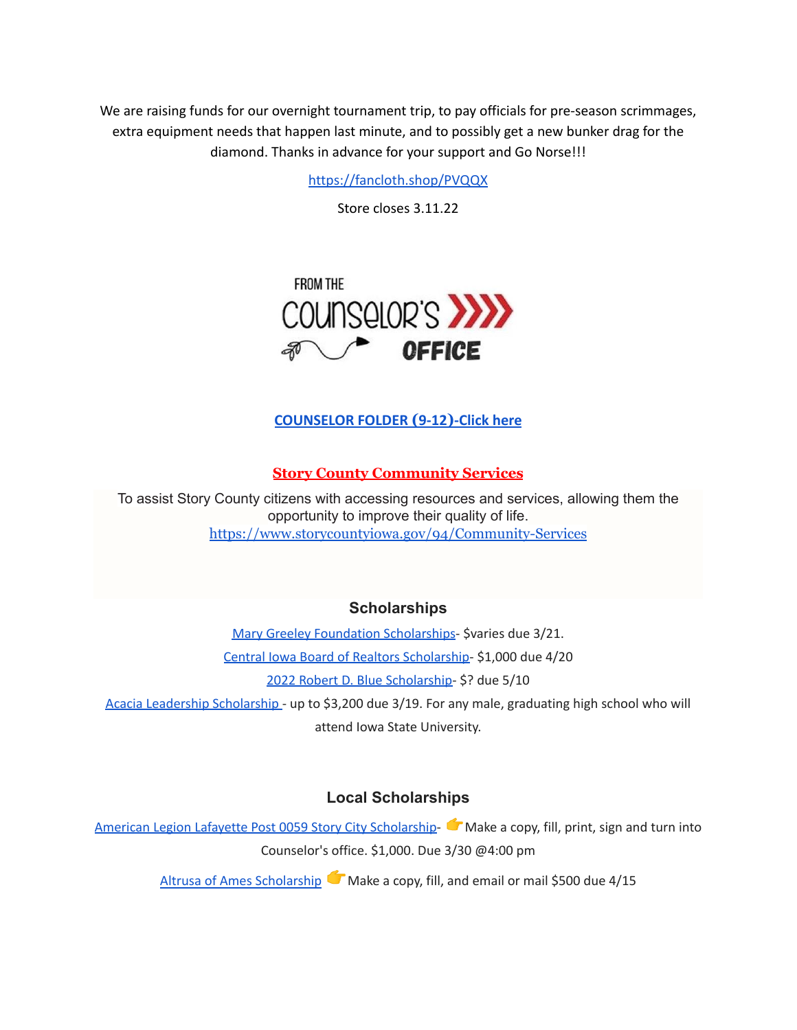We are raising funds for our overnight tournament trip, to pay officials for pre-season scrimmages, extra equipment needs that happen last minute, and to possibly get a new bunker drag for the diamond. Thanks in advance for your support and Go Norse!!!

https://fancloth.shop/PVQQX

Store closes 3.11.22

FROM THE COUNSELOR'S OFFICE

**COUNSELOR FOLDER (9-12)-Click here**

**Story County Community Services**

To assist Story County citizens with accessing resources and services, allowing them the opportunity to improve their quality of life.
https://www.storycountyiowa.gov/94/Community-Services

### Scholarships

Mary Greeley Foundation Scholarships- $varies due 3/21.

Central Iowa Board of Realtors Scholarship- $1,000 due 4/20

2022 Robert D. Blue Scholarship- $? due 5/10

Acacia Leadership Scholarship - up to $3,200 due 3/19. For any male, graduating high school who will attend Iowa State University.

### Local Scholarships

American Legion Lafayette Post 0059 Story City Scholarship- 👉Make a copy, fill, print, sign and turn into Counselor's office. $1,000. Due 3/30 @4:00 pm

Altrusa of Ames Scholarship 👉Make a copy, fill, and email or mail $500 due 4/15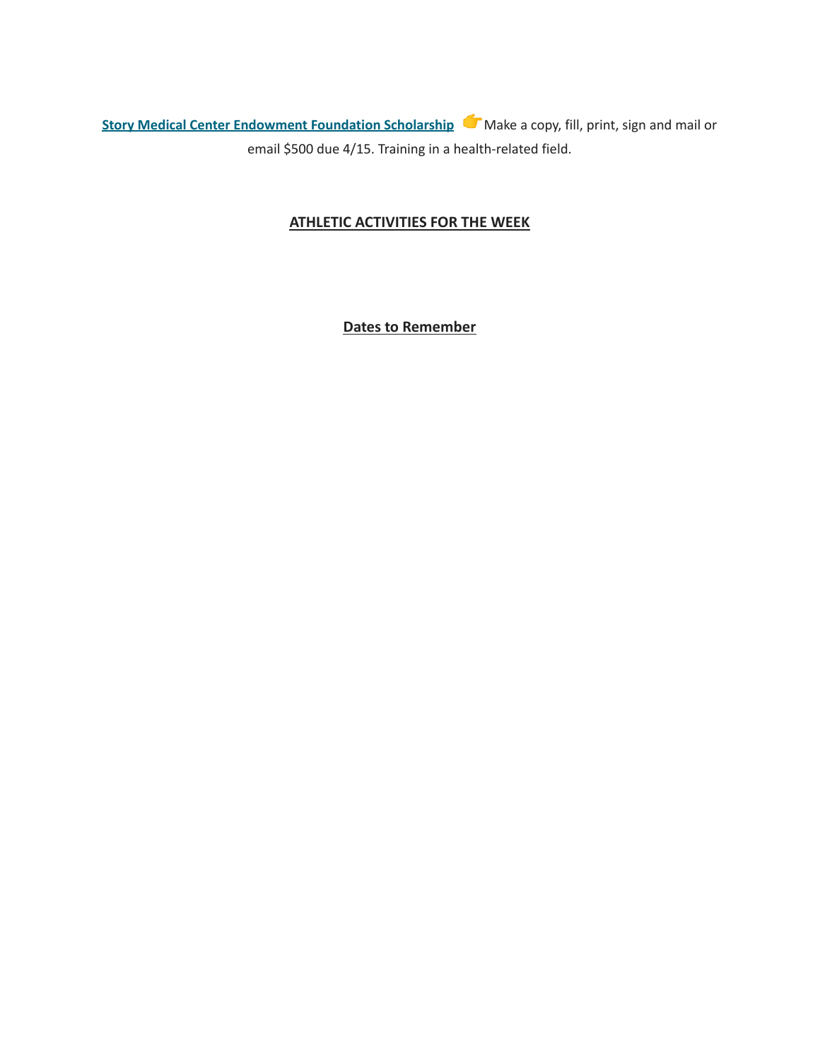**Story Medical Center Endowment Foundation Scholarship** 👉 Make a copy, fill, print, sign and mail or email $500 due 4/15. Training in a health-related field.

## ATHLETIC ACTIVITIES FOR THE WEEK

## Dates to Remember